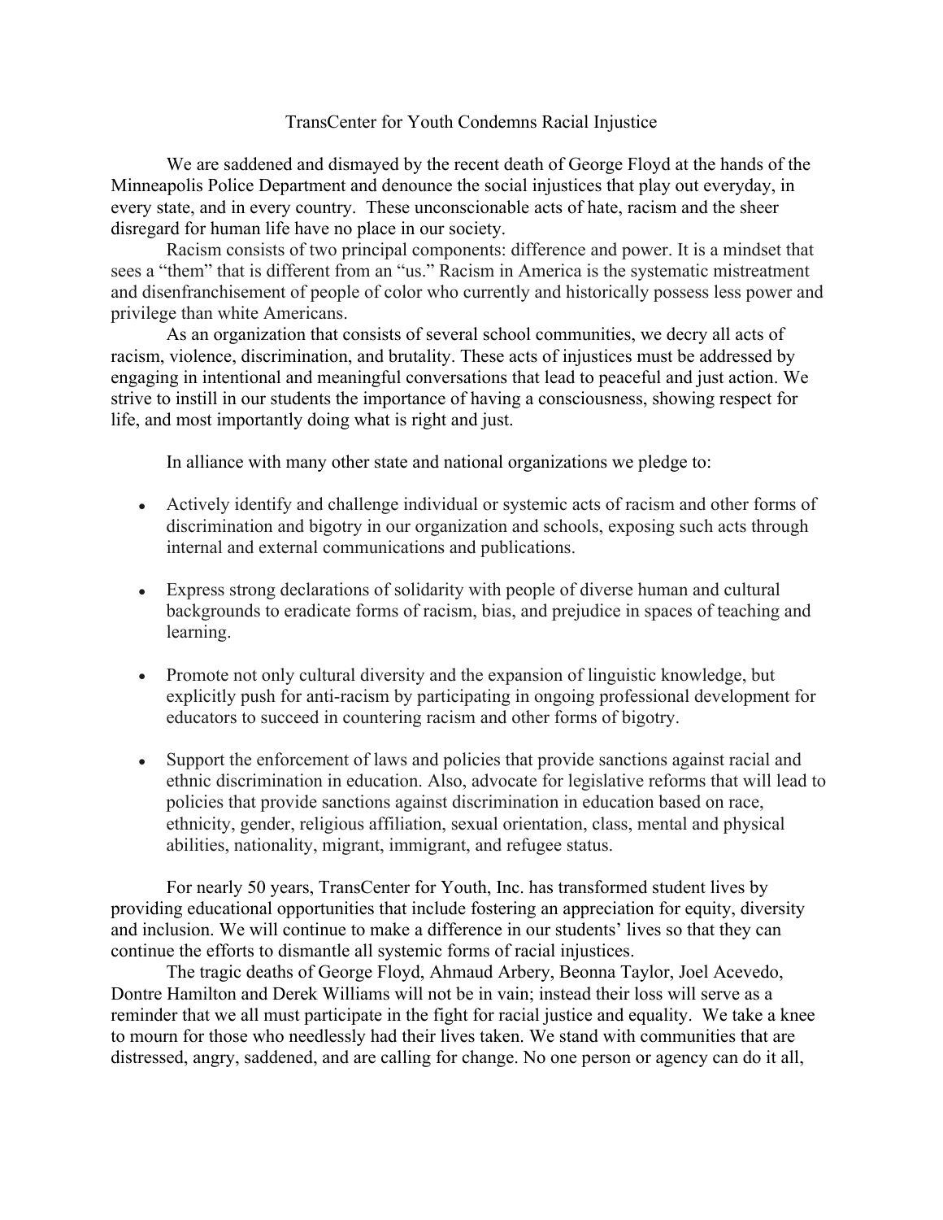# TransCenter for Youth Condemns Racial Injustice

We are saddened and dismayed by the recent death of George Floyd at the hands of the Minneapolis Police Department and denounce the social injustices that play out everyday, in every state, and in every country. These unconscionable acts of hate, racism and the sheer disregard for human life have no place in our society.

Racism consists of two principal components: difference and power. It is a mindset that sees a "them" that is different from an "us." Racism in America is the systematic mistreatment and disenfranchisement of people of color who currently and historically possess less power and privilege than white Americans.

As an organization that consists of several school communities, we decry all acts of racism, violence, discrimination, and brutality. These acts of injustices must be addressed by engaging in intentional and meaningful conversations that lead to peaceful and just action. We strive to instill in our students the importance of having a consciousness, showing respect for life, and most importantly doing what is right and just.

In alliance with many other state and national organizations we pledge to:

- Actively identify and challenge individual or systemic acts of racism and other forms of discrimination and bigotry in our organization and schools, exposing such acts through internal and external communications and publications.
- Express strong declarations of solidarity with people of diverse human and cultural backgrounds to eradicate forms of racism, bias, and prejudice in spaces of teaching and learning.
- Promote not only cultural diversity and the expansion of linguistic knowledge, but explicitly push for anti-racism by participating in ongoing professional development for educators to succeed in countering racism and other forms of bigotry.
- Support the enforcement of laws and policies that provide sanctions against racial and ethnic discrimination in education. Also, advocate for legislative reforms that will lead to policies that provide sanctions against discrimination in education based on race, ethnicity, gender, religious affiliation, sexual orientation, class, mental and physical abilities, nationality, migrant, immigrant, and refugee status.

For nearly 50 years, TransCenter for Youth, Inc. has transformed student lives by providing educational opportunities that include fostering an appreciation for equity, diversity and inclusion. We will continue to make a difference in our students' lives so that they can continue the efforts to dismantle all systemic forms of racial injustices.

The tragic deaths of George Floyd, Ahmaud Arbery, Beonna Taylor, Joel Acevedo, Dontre Hamilton and Derek Williams will not be in vain; instead their loss will serve as a reminder that we all must participate in the fight for racial justice and equality. We take a knee to mourn for those who needlessly had their lives taken. We stand with communities that are distressed, angry, saddened, and are calling for change. No one person or agency can do it all,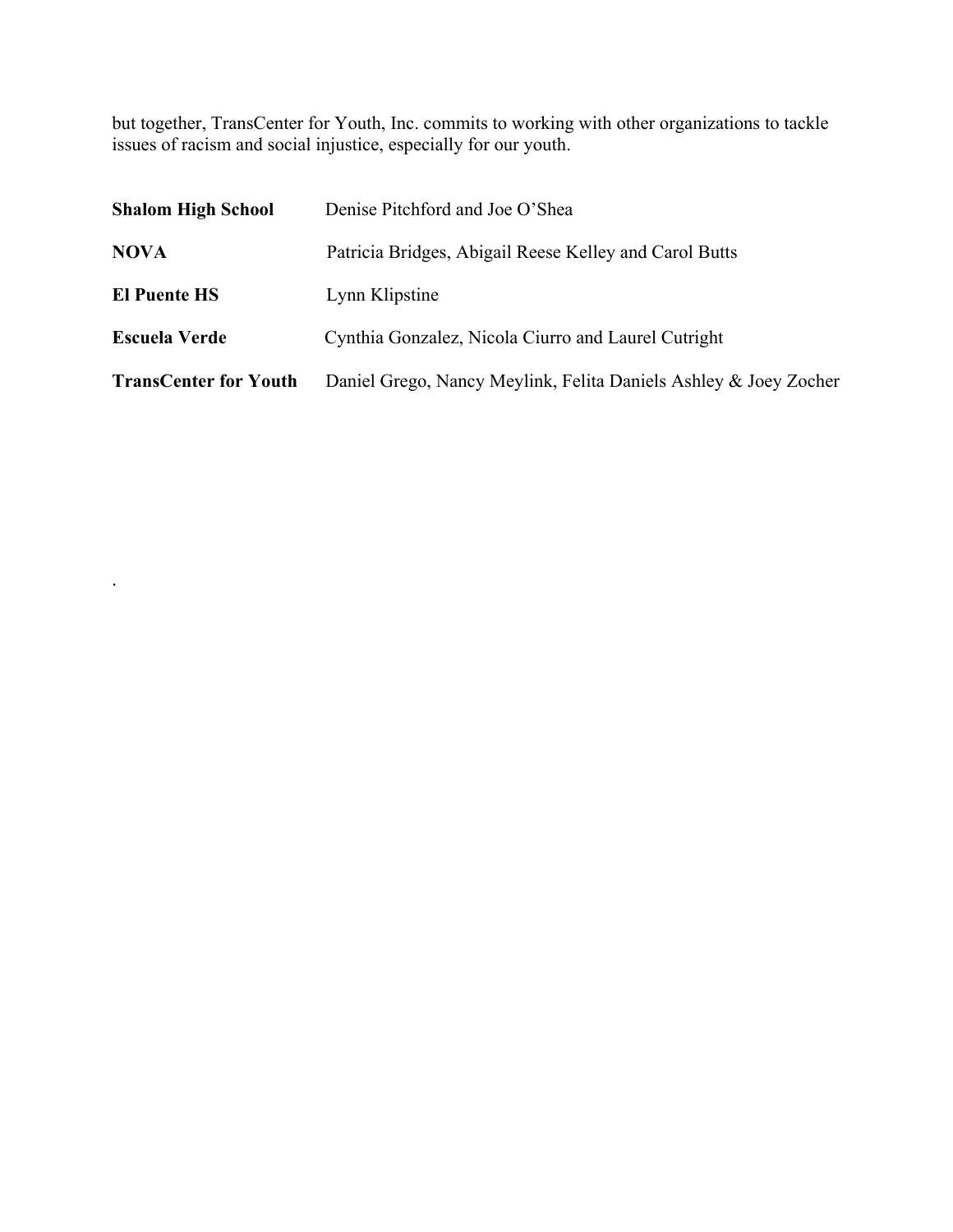but together, TransCenter for Youth, Inc. commits to working with other organizations to tackle issues of racism and social injustice, especially for our youth.

| | |
|---|---|
| **Shalom High School** | Denise Pitchford and Joe O'Shea |
| **NOVA** | Patricia Bridges, Abigail Reese Kelley and Carol Butts |
| **El Puente HS** | Lynn Klipstine |
| **Escuela Verde** | Cynthia Gonzalez, Nicola Ciurro and Laurel Cutright |
| **TransCenter for Youth** | Daniel Grego, Nancy Meylink, Felita Daniels Ashley & Joey Zocher |

.